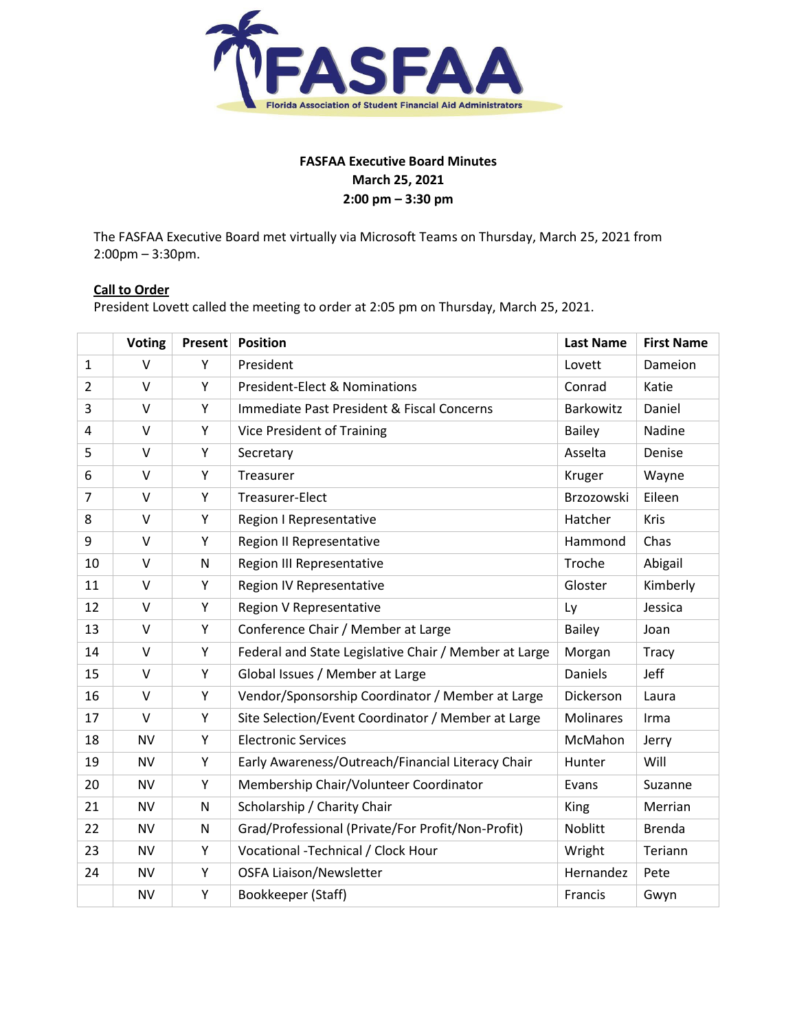FASFAA

Florida Association of Student Financial Aid Administrators

**FASFAA Executive Board Minutes**
**March 25, 2021**
**2:00 pm – 3:30 pm**

The FASFAA Executive Board met virtually via Microsoft Teams on Thursday, March 25, 2021 from 2:00pm – 3:30pm.

## Call to Order

President Lovett called the meeting to order at 2:05 pm on Thursday, March 25, 2021.

| | Voting | Present | Position | Last Name | First Name |
|---|---|---|---|---|---|
| 1 | V | Y | President | Lovett | Dameion |
| 2 | V | Y | President-Elect & Nominations | Conrad | Katie |
| 3 | V | Y | Immediate Past President & Fiscal Concerns | Barkowitz | Daniel |
| 4 | V | Y | Vice President of Training | Bailey | Nadine |
| 5 | V | Y | Secretary | Asselta | Denise |
| 6 | V | Y | Treasurer | Kruger | Wayne |
| 7 | V | Y | Treasurer-Elect | Brzozowski | Eileen |
| 8 | V | Y | Region I Representative | Hatcher | Kris |
| 9 | V | Y | Region II Representative | Hammond | Chas |
| 10 | V | N | Region III Representative | Troche | Abigail |
| 11 | V | Y | Region IV Representative | Gloster | Kimberly |
| 12 | V | Y | Region V Representative | Ly | Jessica |
| 13 | V | Y | Conference Chair / Member at Large | Bailey | Joan |
| 14 | V | Y | Federal and State Legislative Chair / Member at Large | Morgan | Tracy |
| 15 | V | Y | Global Issues / Member at Large | Daniels | Jeff |
| 16 | V | Y | Vendor/Sponsorship Coordinator / Member at Large | Dickerson | Laura |
| 17 | V | Y | Site Selection/Event Coordinator / Member at Large | Molinares | Irma |
| 18 | NV | Y | Electronic Services | McMahon | Jerry |
| 19 | NV | Y | Early Awareness/Outreach/Financial Literacy Chair | Hunter | Will |
| 20 | NV | Y | Membership Chair/Volunteer Coordinator | Evans | Suzanne |
| 21 | NV | N | Scholarship / Charity Chair | King | Merrian |
| 22 | NV | N | Grad/Professional (Private/For Profit/Non-Profit) | Noblitt | Brenda |
| 23 | NV | Y | Vocational -Technical / Clock Hour | Wright | Teriann |
| 24 | NV | Y | OSFA Liaison/Newsletter | Hernandez | Pete |
| | NV | Y | Bookkeeper (Staff) | Francis | Gwyn |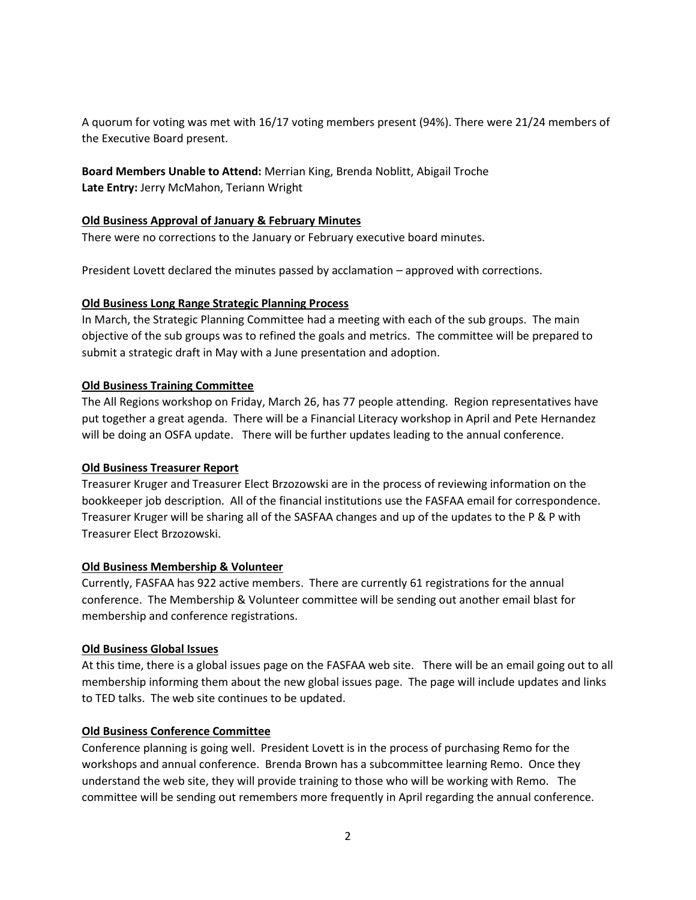A quorum for voting was met with 16/17 voting members present (94%). There were 21/24 members of the Executive Board present.

**Board Members Unable to Attend:** Merrian King, Brenda Noblitt, Abigail Troche
**Late Entry:** Jerry McMahon, Teriann Wright

**<u>Old Business Approval of January & February Minutes</u>**

There were no corrections to the January or February executive board minutes.

President Lovett declared the minutes passed by acclamation – approved with corrections.

**<u>Old Business Long Range Strategic Planning Process</u>**

In March, the Strategic Planning Committee had a meeting with each of the sub groups. The main objective of the sub groups was to refined the goals and metrics. The committee will be prepared to submit a strategic draft in May with a June presentation and adoption.

**<u>Old Business Training Committee</u>**

The All Regions workshop on Friday, March 26, has 77 people attending. Region representatives have put together a great agenda. There will be a Financial Literacy workshop in April and Pete Hernandez will be doing an OSFA update. There will be further updates leading to the annual conference.

**<u>Old Business Treasurer Report</u>**

Treasurer Kruger and Treasurer Elect Brzozowski are in the process of reviewing information on the bookkeeper job description. All of the financial institutions use the FASFAA email for correspondence. Treasurer Kruger will be sharing all of the SASFAA changes and up of the updates to the P & P with Treasurer Elect Brzozowski.

**<u>Old Business Membership & Volunteer</u>**

Currently, FASFAA has 922 active members. There are currently 61 registrations for the annual conference. The Membership & Volunteer committee will be sending out another email blast for membership and conference registrations.

**<u>Old Business Global Issues</u>**

At this time, there is a global issues page on the FASFAA web site. There will be an email going out to all membership informing them about the new global issues page. The page will include updates and links to TED talks. The web site continues to be updated.

**<u>Old Business Conference Committee</u>**

Conference planning is going well. President Lovett is in the process of purchasing Remo for the workshops and annual conference. Brenda Brown has a subcommittee learning Remo. Once they understand the web site, they will provide training to those who will be working with Remo. The committee will be sending out remembers more frequently in April regarding the annual conference.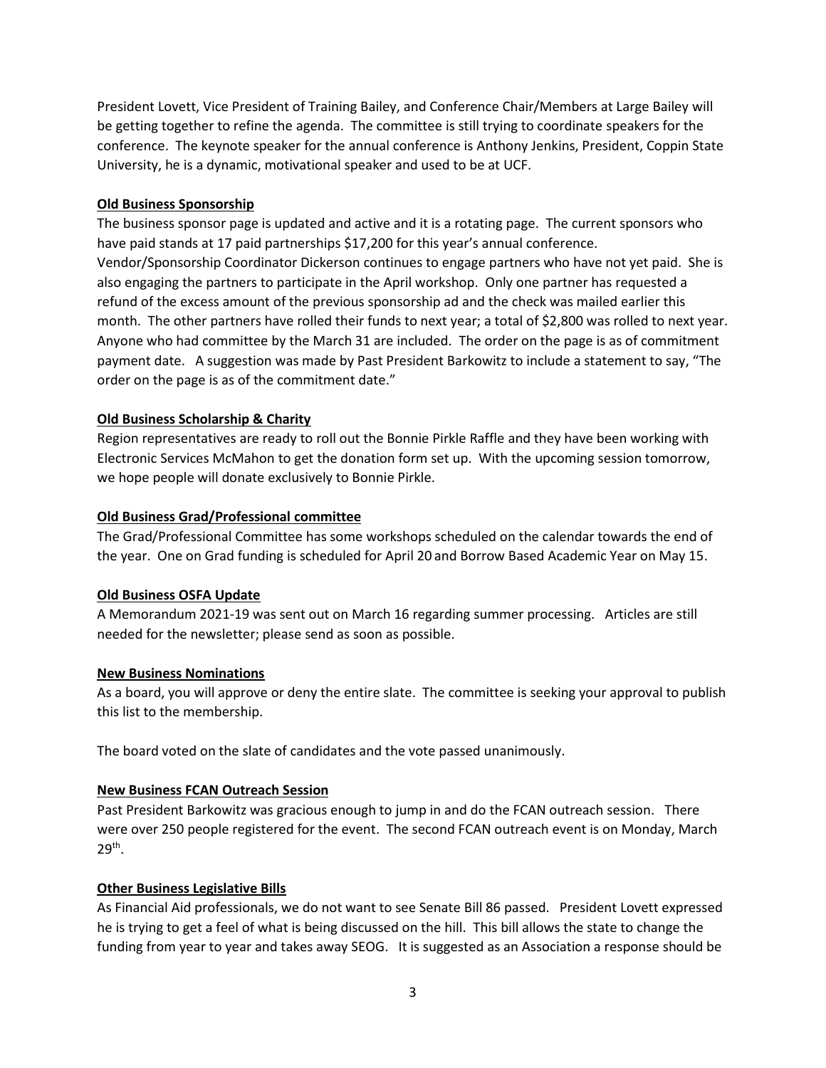President Lovett, Vice President of Training Bailey, and Conference Chair/Members at Large Bailey will be getting together to refine the agenda. The committee is still trying to coordinate speakers for the conference. The keynote speaker for the annual conference is Anthony Jenkins, President, Coppin State University, he is a dynamic, motivational speaker and used to be at UCF.

**Old Business Sponsorship**

The business sponsor page is updated and active and it is a rotating page. The current sponsors who have paid stands at 17 paid partnerships $17,200 for this year's annual conference. Vendor/Sponsorship Coordinator Dickerson continues to engage partners who have not yet paid. She is also engaging the partners to participate in the April workshop. Only one partner has requested a refund of the excess amount of the previous sponsorship ad and the check was mailed earlier this month. The other partners have rolled their funds to next year; a total of $2,800 was rolled to next year. Anyone who had committee by the March 31 are included. The order on the page is as of commitment payment date. A suggestion was made by Past President Barkowitz to include a statement to say, "The order on the page is as of the commitment date."

**Old Business Scholarship & Charity**

Region representatives are ready to roll out the Bonnie Pirkle Raffle and they have been working with Electronic Services McMahon to get the donation form set up. With the upcoming session tomorrow, we hope people will donate exclusively to Bonnie Pirkle.

**Old Business Grad/Professional committee**

The Grad/Professional Committee has some workshops scheduled on the calendar towards the end of the year. One on Grad funding is scheduled for April 20 and Borrow Based Academic Year on May 15.

**Old Business OSFA Update**

A Memorandum 2021-19 was sent out on March 16 regarding summer processing. Articles are still needed for the newsletter; please send as soon as possible.

**New Business Nominations**

As a board, you will approve or deny the entire slate. The committee is seeking your approval to publish this list to the membership.

The board voted on the slate of candidates and the vote passed unanimously.

**New Business FCAN Outreach Session**

Past President Barkowitz was gracious enough to jump in and do the FCAN outreach session. There were over 250 people registered for the event. The second FCAN outreach event is on Monday, March 29th.

**Other Business Legislative Bills**

As Financial Aid professionals, we do not want to see Senate Bill 86 passed. President Lovett expressed he is trying to get a feel of what is being discussed on the hill. This bill allows the state to change the funding from year to year and takes away SEOG. It is suggested as an Association a response should be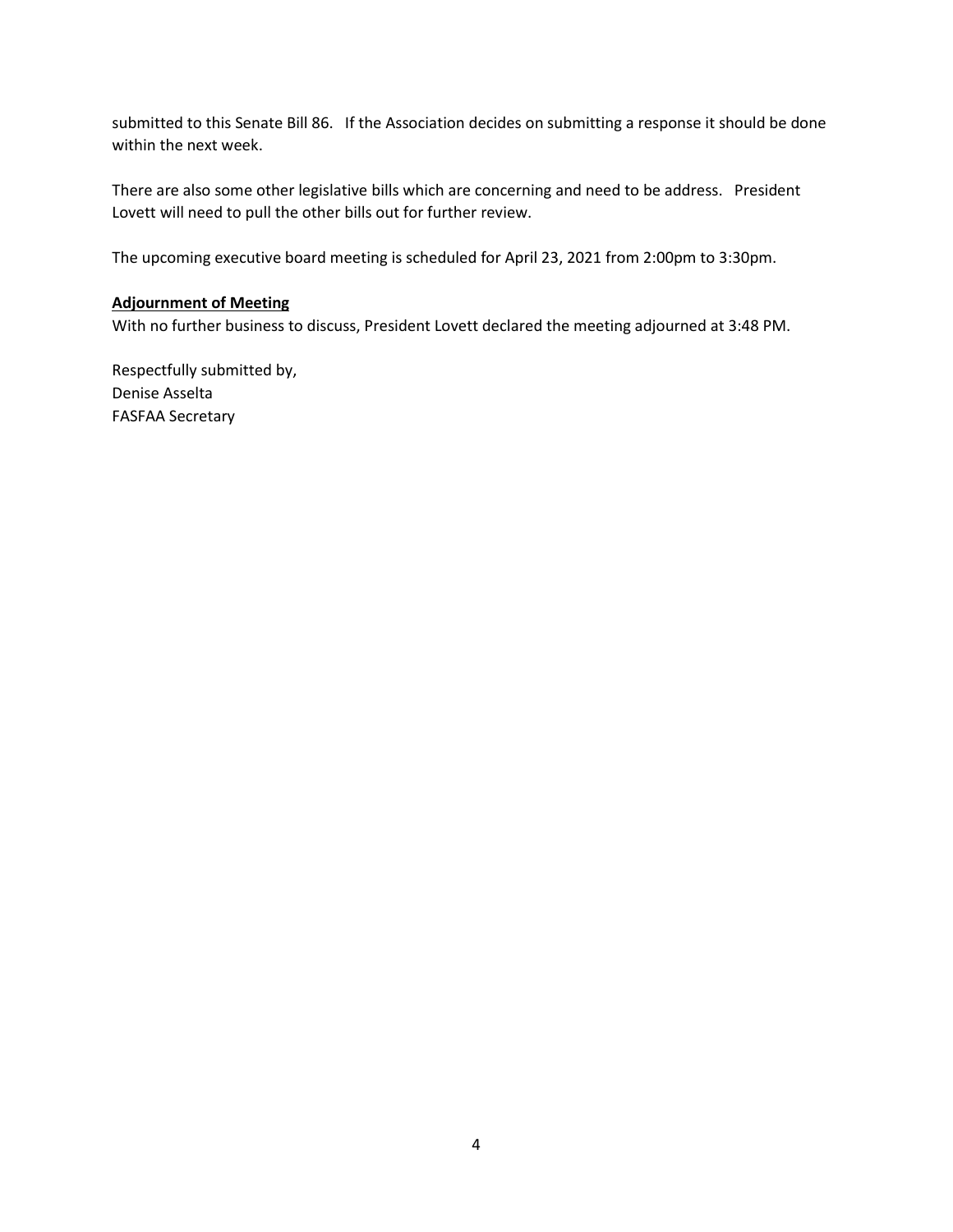submitted to this Senate Bill 86. If the Association decides on submitting a response it should be done within the next week.

There are also some other legislative bills which are concerning and need to be address. President Lovett will need to pull the other bills out for further review.

The upcoming executive board meeting is scheduled for April 23, 2021 from 2:00pm to 3:30pm.

**Adjournment of Meeting**

With no further business to discuss, President Lovett declared the meeting adjourned at 3:48 PM.

Respectfully submitted by,
Denise Asselta
FASFAA Secretary